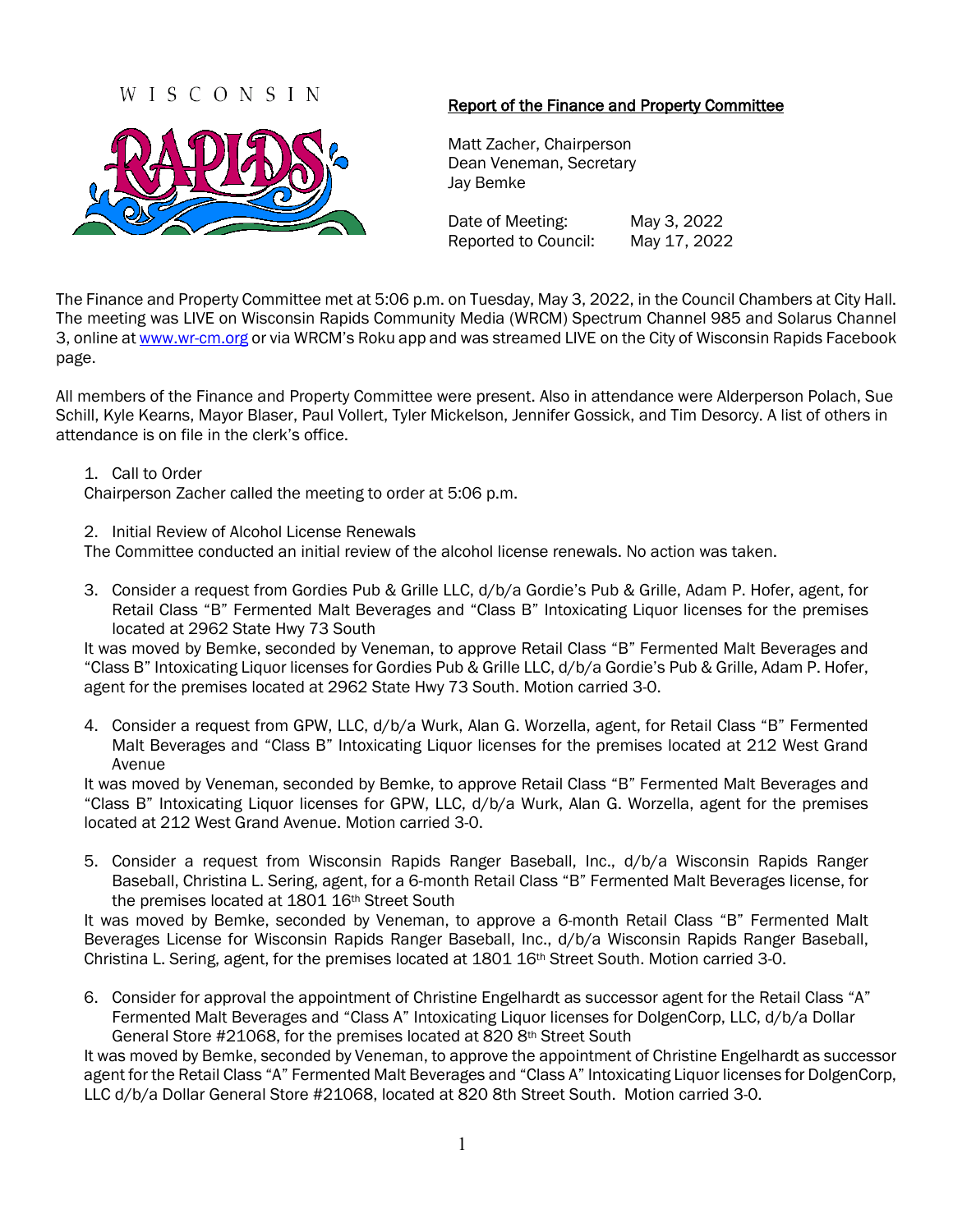WISCONSIN RAPIDS

## Report of the Finance and Property Committee

Matt Zacher, Chairperson
Dean Veneman, Secretary
Jay Bemke

Date of Meeting: May 3, 2022
Reported to Council: May 17, 2022

The Finance and Property Committee met at 5:06 p.m. on Tuesday, May 3, 2022, in the Council Chambers at City Hall. The meeting was LIVE on Wisconsin Rapids Community Media (WRCM) Spectrum Channel 985 and Solarus Channel 3, online at www.wr-cm.org or via WRCM's Roku app and was streamed LIVE on the City of Wisconsin Rapids Facebook page.

All members of the Finance and Property Committee were present. Also in attendance were Alderperson Polach, Sue Schill, Kyle Kearns, Mayor Blaser, Paul Vollert, Tyler Mickelson, Jennifer Gossick, and Tim Desorcy. A list of others in attendance is on file in the clerk's office.

1. Call to Order

Chairperson Zacher called the meeting to order at 5:06 p.m.

2. Initial Review of Alcohol License Renewals

The Committee conducted an initial review of the alcohol license renewals. No action was taken.

3. Consider a request from Gordies Pub & Grille LLC, d/b/a Gordie's Pub & Grille, Adam P. Hofer, agent, for Retail Class "B" Fermented Malt Beverages and "Class B" Intoxicating Liquor licenses for the premises located at 2962 State Hwy 73 South

It was moved by Bemke, seconded by Veneman, to approve Retail Class "B" Fermented Malt Beverages and "Class B" Intoxicating Liquor licenses for Gordies Pub & Grille LLC, d/b/a Gordie's Pub & Grille, Adam P. Hofer, agent for the premises located at 2962 State Hwy 73 South. Motion carried 3-0.

4. Consider a request from GPW, LLC, d/b/a Wurk, Alan G. Worzella, agent, for Retail Class "B" Fermented Malt Beverages and "Class B" Intoxicating Liquor licenses for the premises located at 212 West Grand Avenue

It was moved by Veneman, seconded by Bemke, to approve Retail Class "B" Fermented Malt Beverages and "Class B" Intoxicating Liquor licenses for GPW, LLC, d/b/a Wurk, Alan G. Worzella, agent for the premises located at 212 West Grand Avenue. Motion carried 3-0.

5. Consider a request from Wisconsin Rapids Ranger Baseball, Inc., d/b/a Wisconsin Rapids Ranger Baseball, Christina L. Sering, agent, for a 6-month Retail Class "B" Fermented Malt Beverages license, for the premises located at 1801 16th Street South

It was moved by Bemke, seconded by Veneman, to approve a 6-month Retail Class "B" Fermented Malt Beverages License for Wisconsin Rapids Ranger Baseball, Inc., d/b/a Wisconsin Rapids Ranger Baseball, Christina L. Sering, agent, for the premises located at 1801 16th Street South. Motion carried 3-0.

6. Consider for approval the appointment of Christine Engelhardt as successor agent for the Retail Class "A" Fermented Malt Beverages and "Class A" Intoxicating Liquor licenses for DolgenCorp, LLC, d/b/a Dollar General Store #21068, for the premises located at 820 8th Street South

It was moved by Bemke, seconded by Veneman, to approve the appointment of Christine Engelhardt as successor agent for the Retail Class "A" Fermented Malt Beverages and "Class A" Intoxicating Liquor licenses for DolgenCorp, LLC d/b/a Dollar General Store #21068, located at 820 8th Street South. Motion carried 3-0.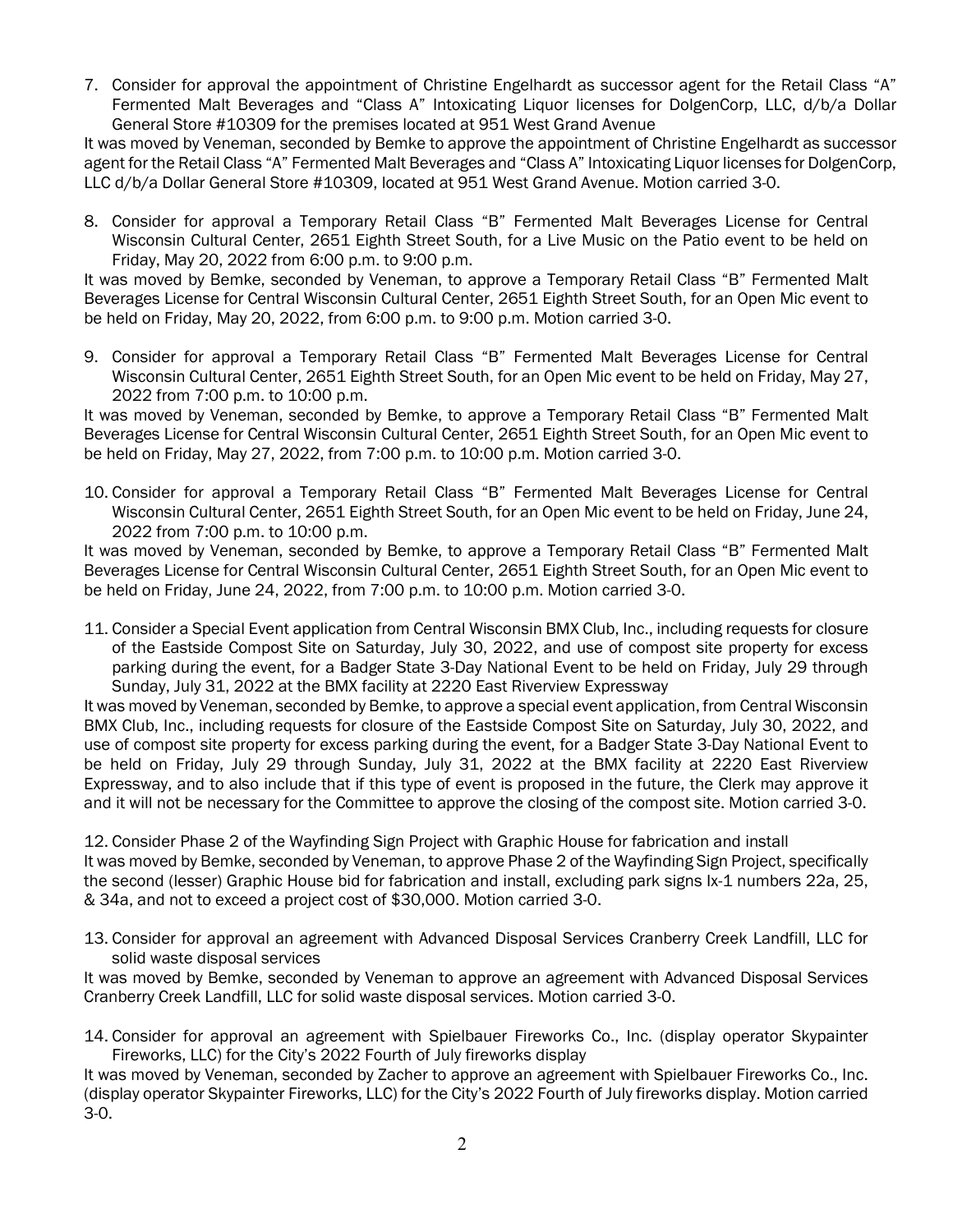7. Consider for approval the appointment of Christine Engelhardt as successor agent for the Retail Class "A" Fermented Malt Beverages and "Class A" Intoxicating Liquor licenses for DolgenCorp, LLC, d/b/a Dollar General Store #10309 for the premises located at 951 West Grand Avenue

It was moved by Veneman, seconded by Bemke to approve the appointment of Christine Engelhardt as successor agent for the Retail Class "A" Fermented Malt Beverages and "Class A" Intoxicating Liquor licenses for DolgenCorp, LLC d/b/a Dollar General Store #10309, located at 951 West Grand Avenue. Motion carried 3-0.

8. Consider for approval a Temporary Retail Class "B" Fermented Malt Beverages License for Central Wisconsin Cultural Center, 2651 Eighth Street South, for a Live Music on the Patio event to be held on Friday, May 20, 2022 from 6:00 p.m. to 9:00 p.m.

It was moved by Bemke, seconded by Veneman, to approve a Temporary Retail Class "B" Fermented Malt Beverages License for Central Wisconsin Cultural Center, 2651 Eighth Street South, for an Open Mic event to be held on Friday, May 20, 2022, from 6:00 p.m. to 9:00 p.m. Motion carried 3-0.

9. Consider for approval a Temporary Retail Class "B" Fermented Malt Beverages License for Central Wisconsin Cultural Center, 2651 Eighth Street South, for an Open Mic event to be held on Friday, May 27, 2022 from 7:00 p.m. to 10:00 p.m.

It was moved by Veneman, seconded by Bemke, to approve a Temporary Retail Class "B" Fermented Malt Beverages License for Central Wisconsin Cultural Center, 2651 Eighth Street South, for an Open Mic event to be held on Friday, May 27, 2022, from 7:00 p.m. to 10:00 p.m. Motion carried 3-0.

10. Consider for approval a Temporary Retail Class "B" Fermented Malt Beverages License for Central Wisconsin Cultural Center, 2651 Eighth Street South, for an Open Mic event to be held on Friday, June 24, 2022 from 7:00 p.m. to 10:00 p.m.

It was moved by Veneman, seconded by Bemke, to approve a Temporary Retail Class "B" Fermented Malt Beverages License for Central Wisconsin Cultural Center, 2651 Eighth Street South, for an Open Mic event to be held on Friday, June 24, 2022, from 7:00 p.m. to 10:00 p.m. Motion carried 3-0.

11. Consider a Special Event application from Central Wisconsin BMX Club, Inc., including requests for closure of the Eastside Compost Site on Saturday, July 30, 2022, and use of compost site property for excess parking during the event, for a Badger State 3-Day National Event to be held on Friday, July 29 through Sunday, July 31, 2022 at the BMX facility at 2220 East Riverview Expressway

It was moved by Veneman, seconded by Bemke, to approve a special event application, from Central Wisconsin BMX Club, Inc., including requests for closure of the Eastside Compost Site on Saturday, July 30, 2022, and use of compost site property for excess parking during the event, for a Badger State 3-Day National Event to be held on Friday, July 29 through Sunday, July 31, 2022 at the BMX facility at 2220 East Riverview Expressway, and to also include that if this type of event is proposed in the future, the Clerk may approve it and it will not be necessary for the Committee to approve the closing of the compost site. Motion carried 3-0.

12. Consider Phase 2 of the Wayfinding Sign Project with Graphic House for fabrication and install

It was moved by Bemke, seconded by Veneman, to approve Phase 2 of the Wayfinding Sign Project, specifically the second (lesser) Graphic House bid for fabrication and install, excluding park signs Ix-1 numbers 22a, 25, & 34a, and not to exceed a project cost of $30,000. Motion carried 3-0.

13. Consider for approval an agreement with Advanced Disposal Services Cranberry Creek Landfill, LLC for solid waste disposal services

It was moved by Bemke, seconded by Veneman to approve an agreement with Advanced Disposal Services Cranberry Creek Landfill, LLC for solid waste disposal services. Motion carried 3-0.

14. Consider for approval an agreement with Spielbauer Fireworks Co., Inc. (display operator Skypainter Fireworks, LLC) for the City's 2022 Fourth of July fireworks display

It was moved by Veneman, seconded by Zacher to approve an agreement with Spielbauer Fireworks Co., Inc. (display operator Skypainter Fireworks, LLC) for the City's 2022 Fourth of July fireworks display. Motion carried 3-0.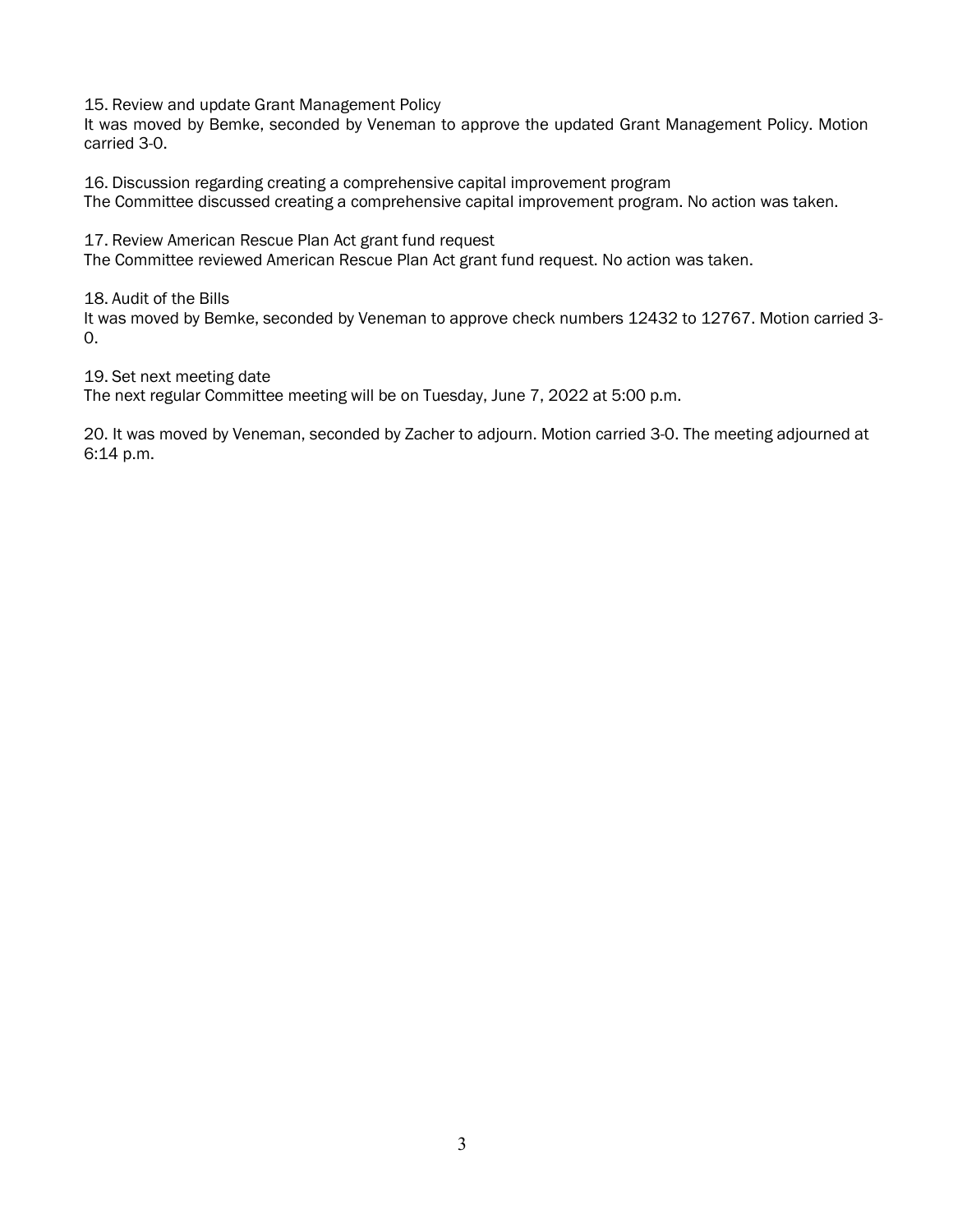15. Review and update Grant Management Policy
It was moved by Bemke, seconded by Veneman to approve the updated Grant Management Policy. Motion carried 3-0.

16. Discussion regarding creating a comprehensive capital improvement program
The Committee discussed creating a comprehensive capital improvement program. No action was taken.

17. Review American Rescue Plan Act grant fund request
The Committee reviewed American Rescue Plan Act grant fund request. No action was taken.

18. Audit of the Bills
It was moved by Bemke, seconded by Veneman to approve check numbers 12432 to 12767. Motion carried 3-0.

19. Set next meeting date
The next regular Committee meeting will be on Tuesday, June 7, 2022 at 5:00 p.m.

20. It was moved by Veneman, seconded by Zacher to adjourn. Motion carried 3-0. The meeting adjourned at 6:14 p.m.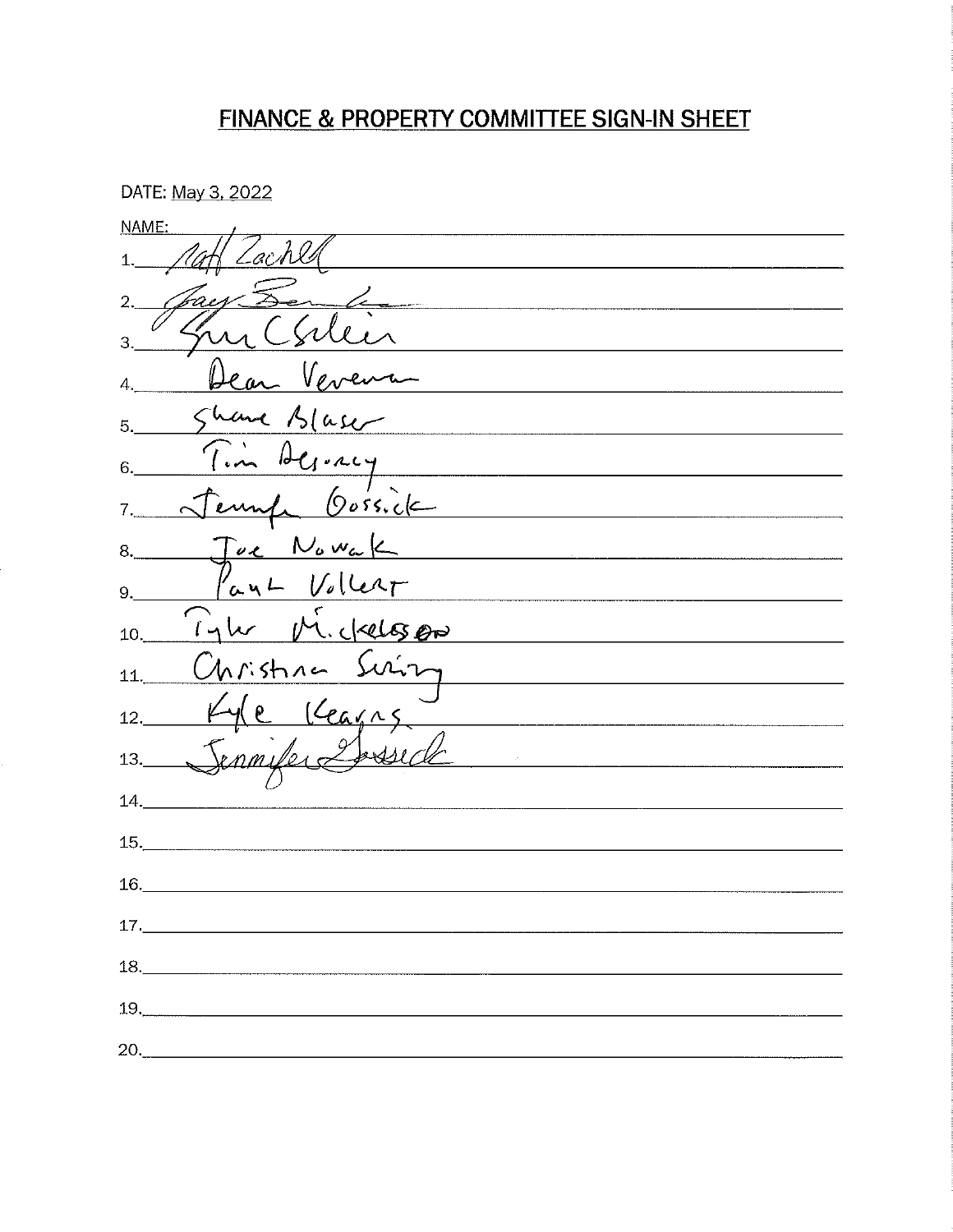# FINANCE & PROPERTY COMMITTEE SIGN-IN SHEET

DATE: May 3, 2022

NAME:

1. Matt Zachell
2. Joey Banks
3. Sue Csikos
4. Dean Veverka
5. Shane Blaser
6. Tim Delaney
7. Jennifer Gossick
8. Joe Nowak
9. Paul Vollert
10. Tyler Mickelson
11. Christina Sirvinsky
12. Kyle Kearns
13. Jennifer Gossick
14. 
15. 
16. 
17. 
18. 
19. 
20.